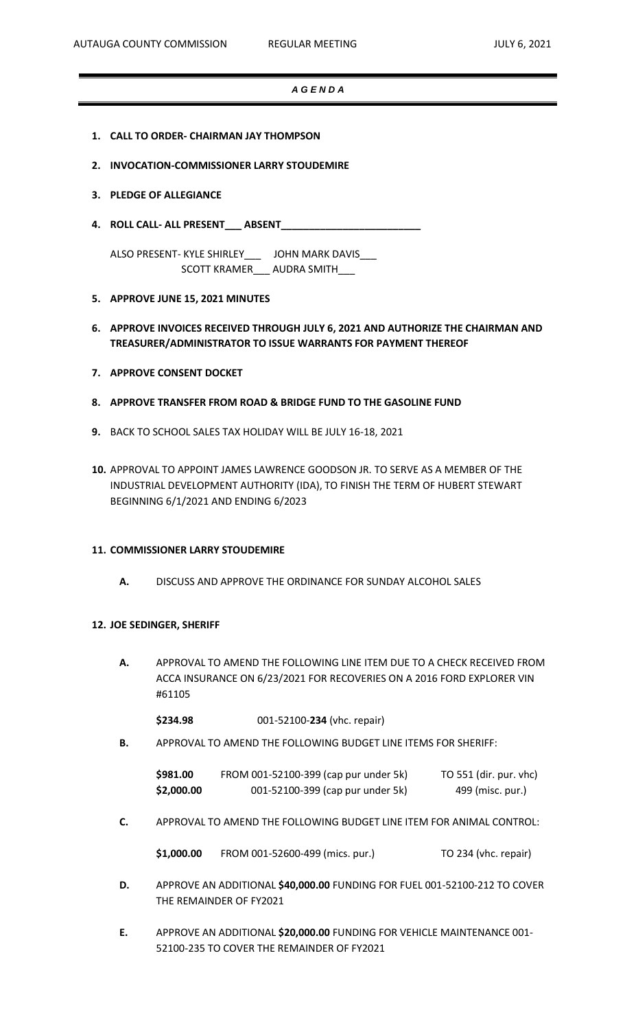AUTAUGA COUNTY COMMISSION REGULAR MEETING JULY 6, 2021

# *A G E N D A*

1. **CALL TO ORDER- CHAIRMAN JAY THOMPSON**

2. **INVOCATION-COMMISSIONER LARRY STOUDEMIRE**

3. **PLEDGE OF ALLEGIANCE**

4. **ROLL CALL- ALL PRESENT___ ABSENT________________________**

   ALSO PRESENT- KYLE SHIRLEY___ JOHN MARK DAVIS___
   SCOTT KRAMER___ AUDRA SMITH___

5. **APPROVE JUNE 15, 2021 MINUTES**

6. **APPROVE INVOICES RECEIVED THROUGH JULY 6, 2021 AND AUTHORIZE THE CHAIRMAN AND TREASURER/ADMINISTRATOR TO ISSUE WARRANTS FOR PAYMENT THEREOF**

7. **APPROVE CONSENT DOCKET**

8. **APPROVE TRANSFER FROM ROAD & BRIDGE FUND TO THE GASOLINE FUND**

9. BACK TO SCHOOL SALES TAX HOLIDAY WILL BE JULY 16-18, 2021

10. APPROVAL TO APPOINT JAMES LAWRENCE GOODSON JR. TO SERVE AS A MEMBER OF THE INDUSTRIAL DEVELOPMENT AUTHORITY (IDA), TO FINISH THE TERM OF HUBERT STEWART BEGINNING 6/1/2021 AND ENDING 6/2023

11. **COMMISSIONER LARRY STOUDEMIRE**

    **A.** DISCUSS AND APPROVE THE ORDINANCE FOR SUNDAY ALCOHOL SALES

12. **JOE SEDINGER, SHERIFF**

    **A.** APPROVAL TO AMEND THE FOLLOWING LINE ITEM DUE TO A CHECK RECEIVED FROM ACCA INSURANCE ON 6/23/2021 FOR RECOVERIES ON A 2016 FORD EXPLORER VIN #61105

    **$234.98** 001-52100-**234** (vhc. repair)

    **B.** APPROVAL TO AMEND THE FOLLOWING BUDGET LINE ITEMS FOR SHERIFF:

    | | | |
    |---|---|---|
    | **$981.00** | FROM 001-52100-399 (cap pur under 5k) | TO 551 (dir. pur. vhc) |
    | **$2,000.00** | 001-52100-399 (cap pur under 5k) | 499 (misc. pur.) |

    **C.** APPROVAL TO AMEND THE FOLLOWING BUDGET LINE ITEM FOR ANIMAL CONTROL:

    **$1,000.00** FROM 001-52600-499 (mics. pur.) TO 234 (vhc. repair)

    **D.** APPROVE AN ADDITIONAL **$40,000.00** FUNDING FOR FUEL 001-52100-212 TO COVER THE REMAINDER OF FY2021

    **E.** APPROVE AN ADDITIONAL **$20,000.00** FUNDING FOR VEHICLE MAINTENANCE 001-52100-235 TO COVER THE REMAINDER OF FY2021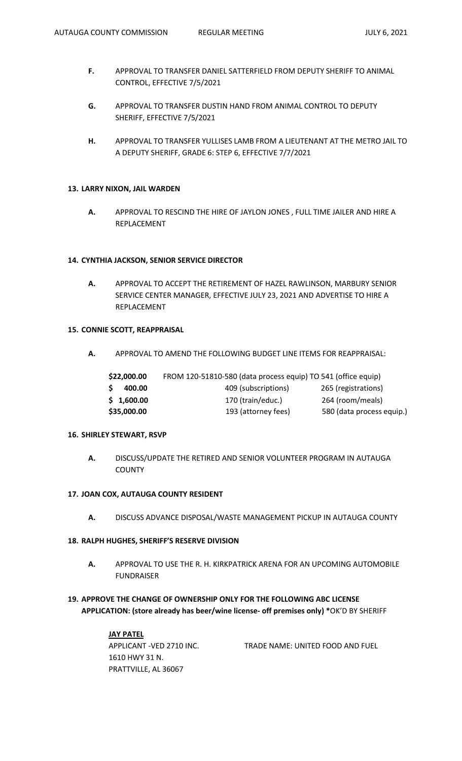- **F.** APPROVAL TO TRANSFER DANIEL SATTERFIELD FROM DEPUTY SHERIFF TO ANIMAL CONTROL, EFFECTIVE 7/5/2021

- **G.** APPROVAL TO TRANSFER DUSTIN HAND FROM ANIMAL CONTROL TO DEPUTY SHERIFF, EFFECTIVE 7/5/2021

- **H.** APPROVAL TO TRANSFER YULLISES LAMB FROM A LIEUTENANT AT THE METRO JAIL TO A DEPUTY SHERIFF, GRADE 6: STEP 6, EFFECTIVE 7/7/2021

**13. LARRY NIXON, JAIL WARDEN**

- **A.** APPROVAL TO RESCIND THE HIRE OF JAYLON JONES , FULL TIME JAILER AND HIRE A REPLACEMENT

**14. CYNTHIA JACKSON, SENIOR SERVICE DIRECTOR**

- **A.** APPROVAL TO ACCEPT THE RETIREMENT OF HAZEL RAWLINSON, MARBURY SENIOR SERVICE CENTER MANAGER, EFFECTIVE JULY 23, 2021 AND ADVERTISE TO HIRE A REPLACEMENT

**15. CONNIE SCOTT, REAPPRAISAL**

- **A.** APPROVAL TO AMEND THE FOLLOWING BUDGET LINE ITEMS FOR REAPPRAISAL:

| | | |
|---|---|---|
| **\$22,000.00** | FROM 120-51810-580 (data process equip) TO 541 (office equip) | |
| **\$ 400.00** | 409 (subscriptions) | 265 (registrations) |
| **\$ 1,600.00** | 170 (train/educ.) | 264 (room/meals) |
| **\$35,000.00** | 193 (attorney fees) | 580 (data process equip.) |

**16. SHIRLEY STEWART, RSVP**

- **A.** DISCUSS/UPDATE THE RETIRED AND SENIOR VOLUNTEER PROGRAM IN AUTAUGA COUNTY

**17. JOAN COX, AUTAUGA COUNTY RESIDENT**

- **A.** DISCUSS ADVANCE DISPOSAL/WASTE MANAGEMENT PICKUP IN AUTAUGA COUNTY

**18. RALPH HUGHES, SHERIFF'S RESERVE DIVISION**

- **A.** APPROVAL TO USE THE R. H. KIRKPATRICK ARENA FOR AN UPCOMING AUTOMOBILE FUNDRAISER

**19. APPROVE THE CHANGE OF OWNERSHIP ONLY FOR THE FOLLOWING ABC LICENSE APPLICATION: (store already has beer/wine license- off premises only) ***OK'D BY SHERIFF

**<u>JAY PATEL</u>**
APPLICANT -VED 2710 INC. TRADE NAME: UNITED FOOD AND FUEL
1610 HWY 31 N.
PRATTVILLE, AL 36067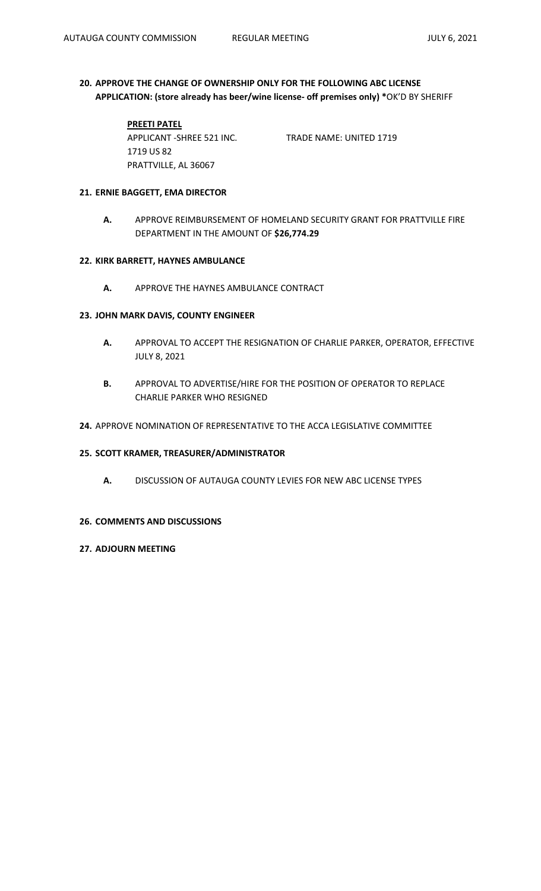**20. APPROVE THE CHANGE OF OWNERSHIP ONLY FOR THE FOLLOWING ABC LICENSE APPLICATION: (store already has beer/wine license- off premises only) ***OK'D BY SHERIFF

**PREETI PATEL**
APPLICANT -SHREE 521 INC. TRADE NAME: UNITED 1719
1719 US 82
PRATTVILLE, AL 36067

**21. ERNIE BAGGETT, EMA DIRECTOR**

- **A.** APPROVE REIMBURSEMENT OF HOMELAND SECURITY GRANT FOR PRATTVILLE FIRE DEPARTMENT IN THE AMOUNT OF **$26,774.29**

**22. KIRK BARRETT, HAYNES AMBULANCE**

- **A.** APPROVE THE HAYNES AMBULANCE CONTRACT

**23. JOHN MARK DAVIS, COUNTY ENGINEER**

- **A.** APPROVAL TO ACCEPT THE RESIGNATION OF CHARLIE PARKER, OPERATOR, EFFECTIVE JULY 8, 2021

- **B.** APPROVAL TO ADVERTISE/HIRE FOR THE POSITION OF OPERATOR TO REPLACE CHARLIE PARKER WHO RESIGNED

**24.** APPROVE NOMINATION OF REPRESENTATIVE TO THE ACCA LEGISLATIVE COMMITTEE

**25. SCOTT KRAMER, TREASURER/ADMINISTRATOR**

- **A.** DISCUSSION OF AUTAUGA COUNTY LEVIES FOR NEW ABC LICENSE TYPES

**26. COMMENTS AND DISCUSSIONS**

**27. ADJOURN MEETING**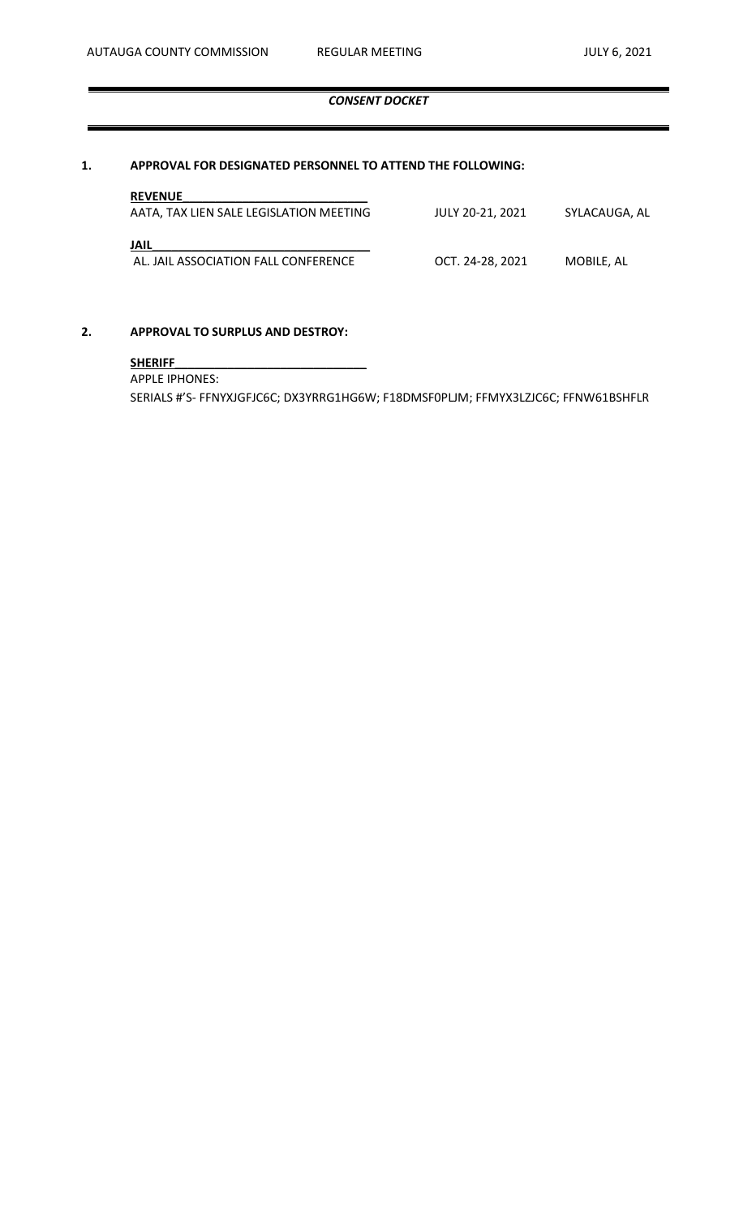## *CONSENT DOCKET*

**1. APPROVAL FOR DESIGNATED PERSONNEL TO ATTEND THE FOLLOWING:**

**REVENUE**

| | | |
|---|---|---|
| AATA, TAX LIEN SALE LEGISLATION MEETING | JULY 20-21, 2021 | SYLACAUGA, AL |

**JAIL**

| | | |
|---|---|---|
| AL. JAIL ASSOCIATION FALL CONFERENCE | OCT. 24-28, 2021 | MOBILE, AL |

**2. APPROVAL TO SURPLUS AND DESTROY:**

**SHERIFF**

APPLE IPHONES:

SERIALS #'S- FFNYXJGFJC6C; DX3YRRG1HG6W; F18DMSF0PLJM; FFMYX3LZJC6C; FFNW61BSHFLR